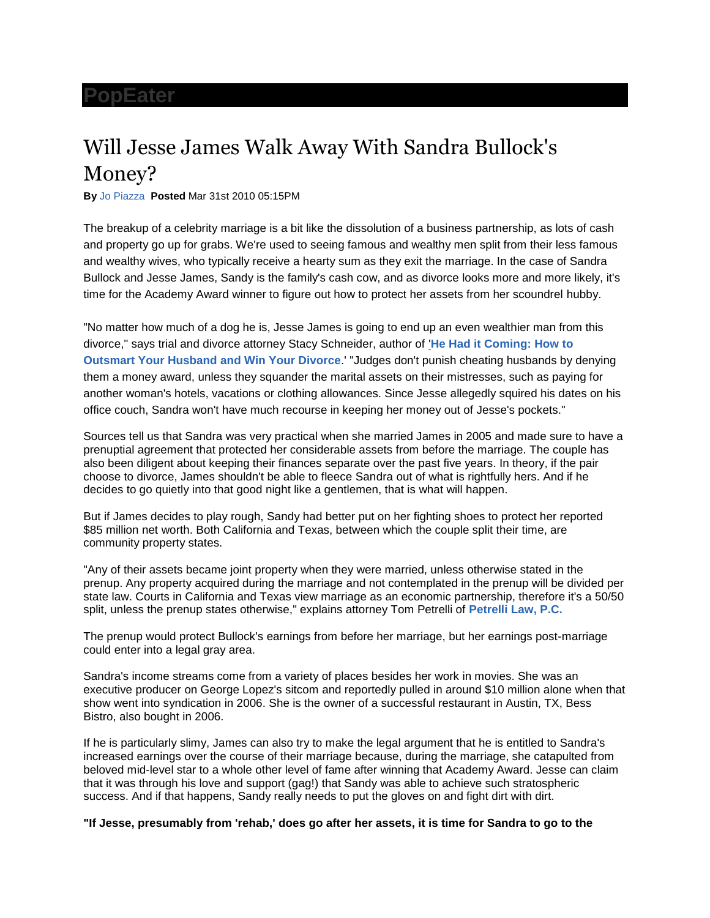PopEater

# Will Jesse James Walk Away With Sandra Bullock's Money?

**By** Jo Piazza **Posted** Mar 31st 2010 05:15PM

The breakup of a celebrity marriage is a bit like the dissolution of a business partnership, as lots of cash and property go up for grabs. We're used to seeing famous and wealthy men split from their less famous and wealthy wives, who typically receive a hearty sum as they exit the marriage. In the case of Sandra Bullock and Jesse James, Sandy is the family's cash cow, and as divorce looks more and more likely, it's time for the Academy Award winner to figure out how to protect her assets from her scoundrel hubby.

"No matter how much of a dog he is, Jesse James is going to end up an even wealthier man from this divorce," says trial and divorce attorney Stacy Schneider, author of '**He Had it Coming: How to Outsmart Your Husband and Win Your Divorce**.' "Judges don't punish cheating husbands by denying them a money award, unless they squander the marital assets on their mistresses, such as paying for another woman's hotels, vacations or clothing allowances. Since Jesse allegedly squired his dates on his office couch, Sandra won't have much recourse in keeping her money out of Jesse's pockets."

Sources tell us that Sandra was very practical when she married James in 2005 and made sure to have a prenuptial agreement that protected her considerable assets from before the marriage. The couple has also been diligent about keeping their finances separate over the past five years. In theory, if the pair choose to divorce, James shouldn't be able to fleece Sandra out of what is rightfully hers. And if he decides to go quietly into that good night like a gentlemen, that is what will happen.

But if James decides to play rough, Sandy had better put on her fighting shoes to protect her reported $85 million net worth. Both California and Texas, between which the couple split their time, are community property states.

"Any of their assets became joint property when they were married, unless otherwise stated in the prenup. Any property acquired during the marriage and not contemplated in the prenup will be divided per state law. Courts in California and Texas view marriage as an economic partnership, therefore it's a 50/50 split, unless the prenup states otherwise," explains attorney Tom Petrelli of **Petrelli Law, P.C.**

The prenup would protect Bullock's earnings from before her marriage, but her earnings post-marriage could enter into a legal gray area.

Sandra's income streams come from a variety of places besides her work in movies. She was an executive producer on George Lopez's sitcom and reportedly pulled in around $10 million alone when that show went into syndication in 2006. She is the owner of a successful restaurant in Austin, TX, Bess Bistro, also bought in 2006.

If he is particularly slimy, James can also try to make the legal argument that he is entitled to Sandra's increased earnings over the course of their marriage because, during the marriage, she catapulted from beloved mid-level star to a whole other level of fame after winning that Academy Award. Jesse can claim that it was through his love and support (gag!) that Sandy was able to achieve such stratospheric success. And if that happens, Sandy really needs to put the gloves on and fight dirt with dirt.

**"If Jesse, presumably from 'rehab,' does go after her assets, it is time for Sandra to go to the**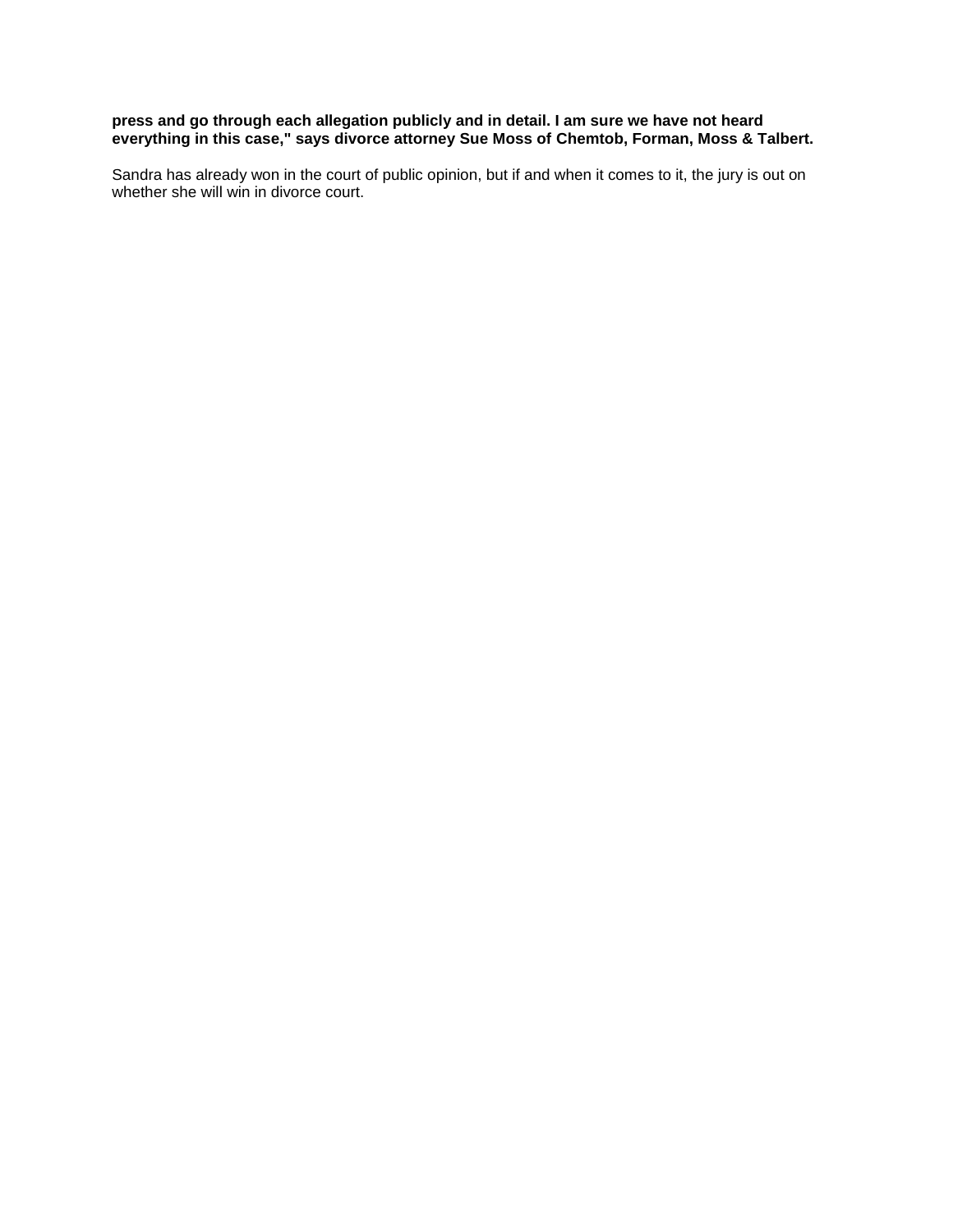**press and go through each allegation publicly and in detail. I am sure we have not heard everything in this case," says divorce attorney Sue Moss of Chemtob, Forman, Moss & Talbert.**

Sandra has already won in the court of public opinion, but if and when it comes to it, the jury is out on whether she will win in divorce court.